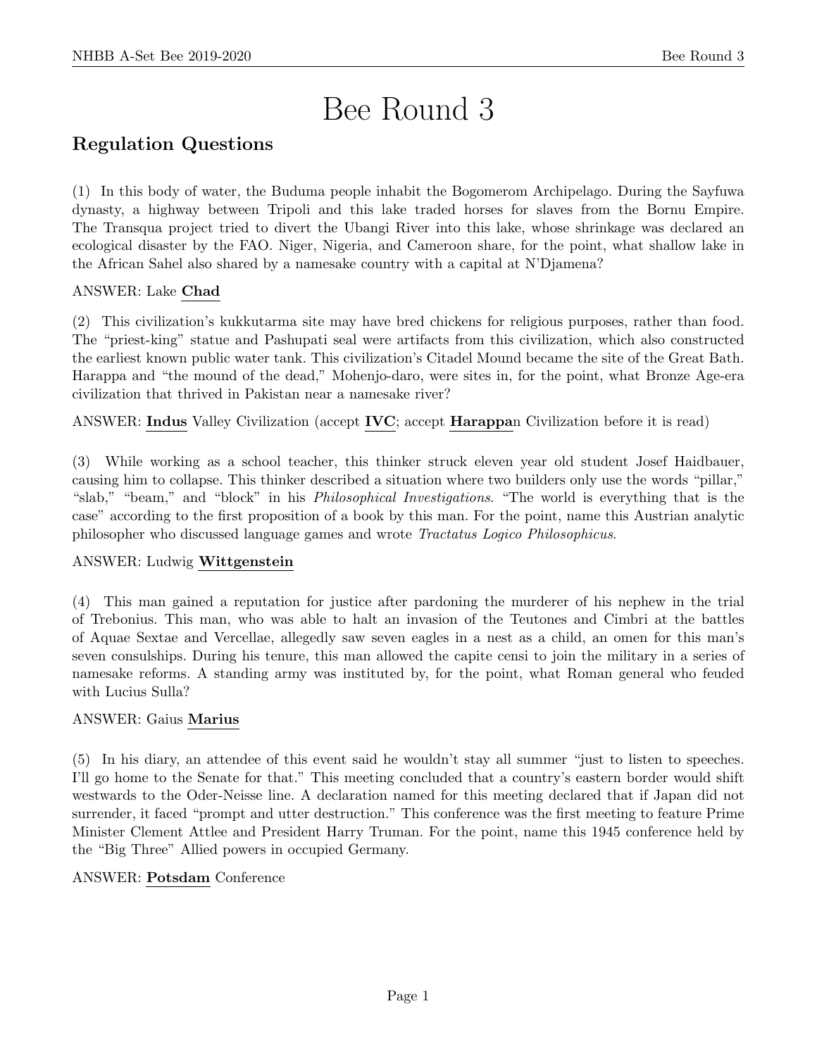# Bee Round 3

## Regulation Questions

(1) In this body of water, the Buduma people inhabit the Bogomerom Archipelago. During the Sayfuwa dynasty, a highway between Tripoli and this lake traded horses for slaves from the Bornu Empire. The Transqua project tried to divert the Ubangi River into this lake, whose shrinkage was declared an ecological disaster by the FAO. Niger, Nigeria, and Cameroon share, for the point, what shallow lake in the African Sahel also shared by a namesake country with a capital at N'Djamena?

ANSWER: Lake **Chad**

(2) This civilization's kukkutarma site may have bred chickens for religious purposes, rather than food. The "priest-king" statue and Pashupati seal were artifacts from this civilization, which also constructed the earliest known public water tank. This civilization's Citadel Mound became the site of the Great Bath. Harappa and "the mound of the dead," Mohenjo-daro, were sites in, for the point, what Bronze Age-era civilization that thrived in Pakistan near a namesake river?

ANSWER: **Indus** Valley Civilization (accept **IVC**; accept **Harappa**n Civilization before it is read)

(3) While working as a school teacher, this thinker struck eleven year old student Josef Haidbauer, causing him to collapse. This thinker described a situation where two builders only use the words "pillar," "slab," "beam," and "block" in his *Philosophical Investigations*. "The world is everything that is the case" according to the first proposition of a book by this man. For the point, name this Austrian analytic philosopher who discussed language games and wrote *Tractatus Logico Philosophicus*.

ANSWER: Ludwig **Wittgenstein**

(4) This man gained a reputation for justice after pardoning the murderer of his nephew in the trial of Trebonius. This man, who was able to halt an invasion of the Teutones and Cimbri at the battles of Aquae Sextae and Vercellae, allegedly saw seven eagles in a nest as a child, an omen for this man's seven consulships. During his tenure, this man allowed the capite censi to join the military in a series of namesake reforms. A standing army was instituted by, for the point, what Roman general who feuded with Lucius Sulla?

ANSWER: Gaius **Marius**

(5) In his diary, an attendee of this event said he wouldn't stay all summer "just to listen to speeches. I'll go home to the Senate for that." This meeting concluded that a country's eastern border would shift westwards to the Oder-Neisse line. A declaration named for this meeting declared that if Japan did not surrender, it faced "prompt and utter destruction." This conference was the first meeting to feature Prime Minister Clement Attlee and President Harry Truman. For the point, name this 1945 conference held by the "Big Three" Allied powers in occupied Germany.

ANSWER: **Potsdam** Conference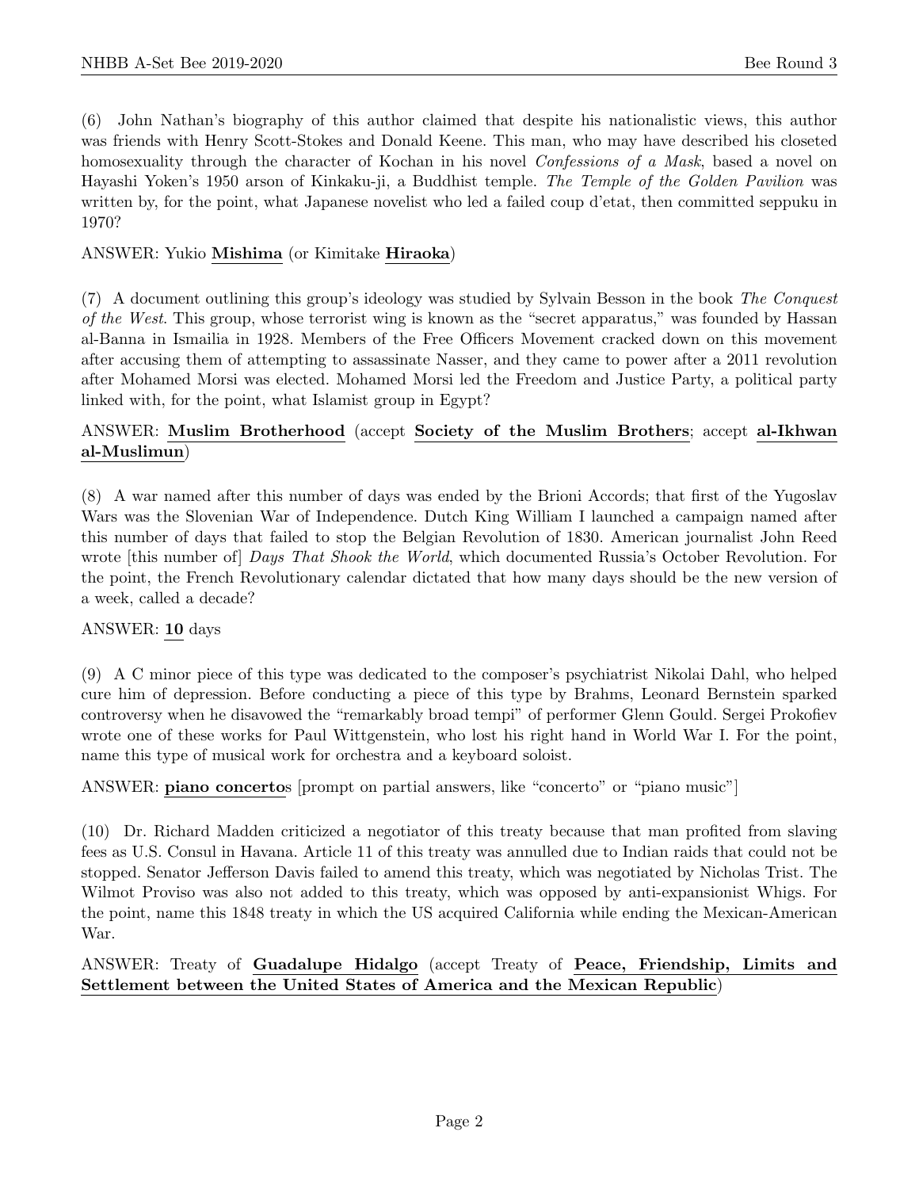(6) John Nathan's biography of this author claimed that despite his nationalistic views, this author was friends with Henry Scott-Stokes and Donald Keene. This man, who may have described his closeted homosexuality through the character of Kochan in his novel *Confessions of a Mask*, based a novel on Hayashi Yoken's 1950 arson of Kinkaku-ji, a Buddhist temple. *The Temple of the Golden Pavilion* was written by, for the point, what Japanese novelist who led a failed coup d'etat, then committed seppuku in 1970?

ANSWER: Yukio **Mishima** (or Kimitake **Hiraoka**)

(7) A document outlining this group's ideology was studied by Sylvain Besson in the book *The Conquest of the West*. This group, whose terrorist wing is known as the "secret apparatus," was founded by Hassan al-Banna in Ismailia in 1928. Members of the Free Officers Movement cracked down on this movement after accusing them of attempting to assassinate Nasser, and they came to power after a 2011 revolution after Mohamed Morsi was elected. Mohamed Morsi led the Freedom and Justice Party, a political party linked with, for the point, what Islamist group in Egypt?

ANSWER: **Muslim Brotherhood** (accept **Society of the Muslim Brothers**; accept **al-Ikhwan al-Muslimun**)

(8) A war named after this number of days was ended by the Brioni Accords; that first of the Yugoslav Wars was the Slovenian War of Independence. Dutch King William I launched a campaign named after this number of days that failed to stop the Belgian Revolution of 1830. American journalist John Reed wrote [this number of] *Days That Shook the World*, which documented Russia's October Revolution. For the point, the French Revolutionary calendar dictated that how many days should be the new version of a week, called a decade?

ANSWER: **10** days

(9) A C minor piece of this type was dedicated to the composer's psychiatrist Nikolai Dahl, who helped cure him of depression. Before conducting a piece of this type by Brahms, Leonard Bernstein sparked controversy when he disavowed the "remarkably broad tempi" of performer Glenn Gould. Sergei Prokofiev wrote one of these works for Paul Wittgenstein, who lost his right hand in World War I. For the point, name this type of musical work for orchestra and a keyboard soloist.

ANSWER: **piano concerto**s [prompt on partial answers, like "concerto" or "piano music"]

(10) Dr. Richard Madden criticized a negotiator of this treaty because that man profited from slaving fees as U.S. Consul in Havana. Article 11 of this treaty was annulled due to Indian raids that could not be stopped. Senator Jefferson Davis failed to amend this treaty, which was negotiated by Nicholas Trist. The Wilmot Proviso was also not added to this treaty, which was opposed by anti-expansionist Whigs. For the point, name this 1848 treaty in which the US acquired California while ending the Mexican-American War.

ANSWER: Treaty of **Guadalupe Hidalgo** (accept Treaty of **Peace, Friendship, Limits and Settlement between the United States of America and the Mexican Republic**)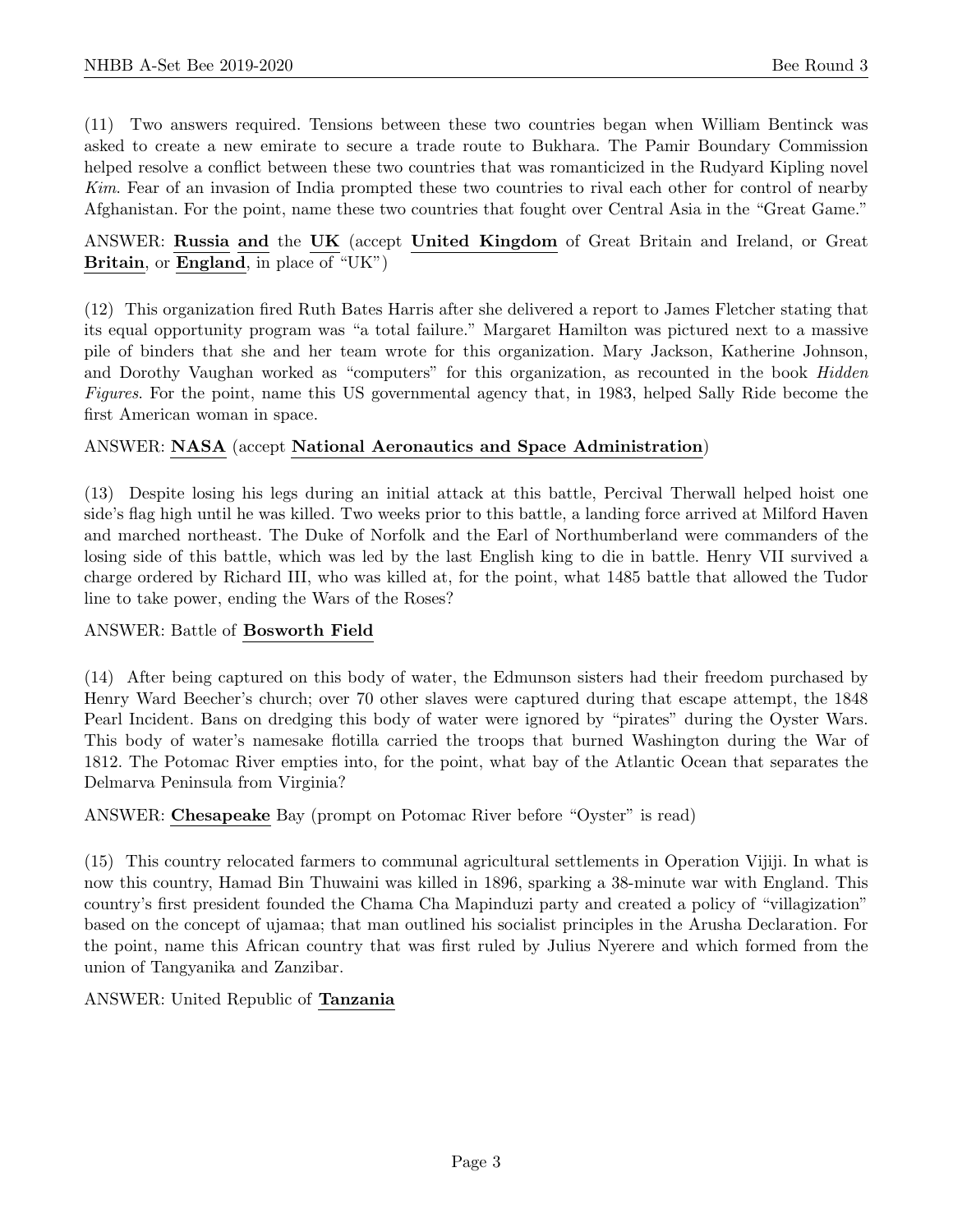(11) Two answers required. Tensions between these two countries began when William Bentinck was asked to create a new emirate to secure a trade route to Bukhara. The Pamir Boundary Commission helped resolve a conflict between these two countries that was romanticized in the Rudyard Kipling novel *Kim*. Fear of an invasion of India prompted these two countries to rival each other for control of nearby Afghanistan. For the point, name these two countries that fought over Central Asia in the "Great Game."

ANSWER: **Russia and** the **UK** (accept **United Kingdom** of Great Britain and Ireland, or Great **Britain**, or **England**, in place of "UK")

(12) This organization fired Ruth Bates Harris after she delivered a report to James Fletcher stating that its equal opportunity program was "a total failure." Margaret Hamilton was pictured next to a massive pile of binders that she and her team wrote for this organization. Mary Jackson, Katherine Johnson, and Dorothy Vaughan worked as "computers" for this organization, as recounted in the book *Hidden Figures*. For the point, name this US governmental agency that, in 1983, helped Sally Ride become the first American woman in space.

ANSWER: **NASA** (accept **National Aeronautics and Space Administration**)

(13) Despite losing his legs during an initial attack at this battle, Percival Therwall helped hoist one side's flag high until he was killed. Two weeks prior to this battle, a landing force arrived at Milford Haven and marched northeast. The Duke of Norfolk and the Earl of Northumberland were commanders of the losing side of this battle, which was led by the last English king to die in battle. Henry VII survived a charge ordered by Richard III, who was killed at, for the point, what 1485 battle that allowed the Tudor line to take power, ending the Wars of the Roses?

ANSWER: Battle of **Bosworth Field**

(14) After being captured on this body of water, the Edmunson sisters had their freedom purchased by Henry Ward Beecher's church; over 70 other slaves were captured during that escape attempt, the 1848 Pearl Incident. Bans on dredging this body of water were ignored by "pirates" during the Oyster Wars. This body of water's namesake flotilla carried the troops that burned Washington during the War of 1812. The Potomac River empties into, for the point, what bay of the Atlantic Ocean that separates the Delmarva Peninsula from Virginia?

ANSWER: **Chesapeake** Bay (prompt on Potomac River before "Oyster" is read)

(15) This country relocated farmers to communal agricultural settlements in Operation Vijiji. In what is now this country, Hamad Bin Thuwaini was killed in 1896, sparking a 38-minute war with England. This country's first president founded the Chama Cha Mapinduzi party and created a policy of "villagization" based on the concept of ujamaa; that man outlined his socialist principles in the Arusha Declaration. For the point, name this African country that was first ruled by Julius Nyerere and which formed from the union of Tangyanika and Zanzibar.

ANSWER: United Republic of **Tanzania**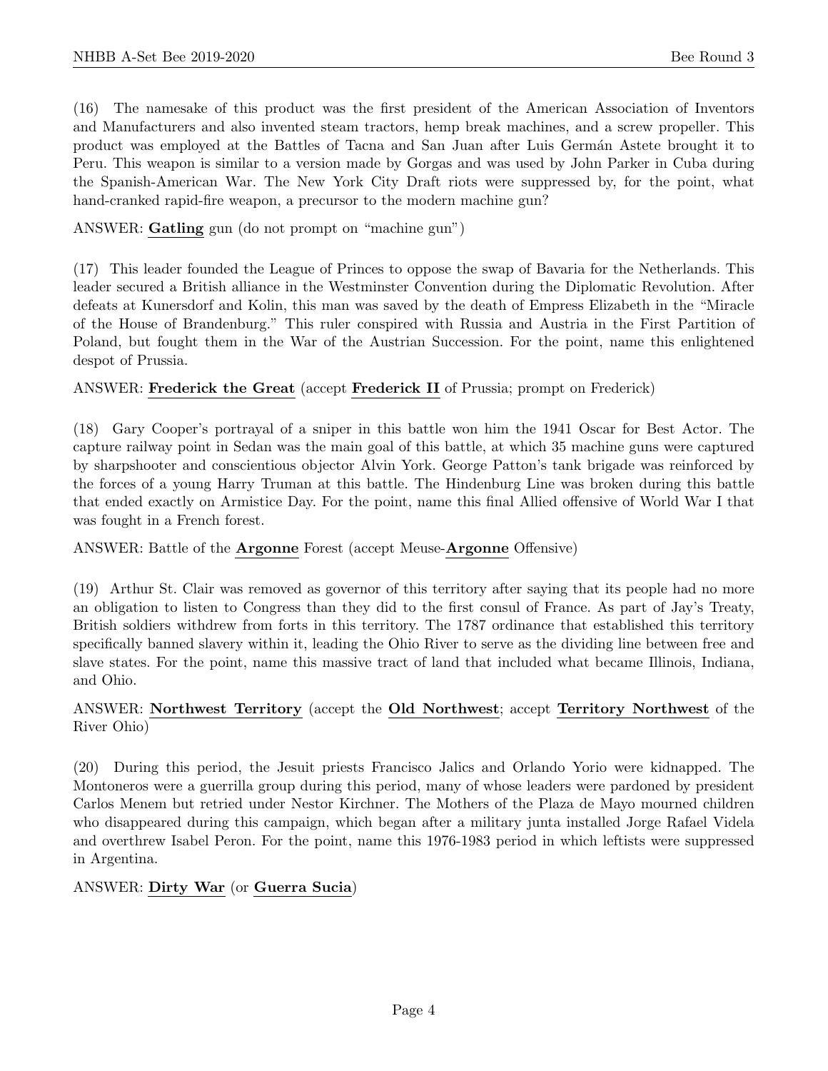(16) The namesake of this product was the first president of the American Association of Inventors and Manufacturers and also invented steam tractors, hemp break machines, and a screw propeller. This product was employed at the Battles of Tacna and San Juan after Luis Germán Astete brought it to Peru. This weapon is similar to a version made by Gorgas and was used by John Parker in Cuba during the Spanish-American War. The New York City Draft riots were suppressed by, for the point, what hand-cranked rapid-fire weapon, a precursor to the modern machine gun?

ANSWER: **Gatling** gun (do not prompt on "machine gun")

(17) This leader founded the League of Princes to oppose the swap of Bavaria for the Netherlands. This leader secured a British alliance in the Westminster Convention during the Diplomatic Revolution. After defeats at Kunersdorf and Kolin, this man was saved by the death of Empress Elizabeth in the "Miracle of the House of Brandenburg." This ruler conspired with Russia and Austria in the First Partition of Poland, but fought them in the War of the Austrian Succession. For the point, name this enlightened despot of Prussia.

ANSWER: **Frederick the Great** (accept **Frederick II** of Prussia; prompt on Frederick)

(18) Gary Cooper's portrayal of a sniper in this battle won him the 1941 Oscar for Best Actor. The capture railway point in Sedan was the main goal of this battle, at which 35 machine guns were captured by sharpshooter and conscientious objector Alvin York. George Patton's tank brigade was reinforced by the forces of a young Harry Truman at this battle. The Hindenburg Line was broken during this battle that ended exactly on Armistice Day. For the point, name this final Allied offensive of World War I that was fought in a French forest.

ANSWER: Battle of the **Argonne** Forest (accept Meuse-**Argonne** Offensive)

(19) Arthur St. Clair was removed as governor of this territory after saying that its people had no more an obligation to listen to Congress than they did to the first consul of France. As part of Jay's Treaty, British soldiers withdrew from forts in this territory. The 1787 ordinance that established this territory specifically banned slavery within it, leading the Ohio River to serve as the dividing line between free and slave states. For the point, name this massive tract of land that included what became Illinois, Indiana, and Ohio.

ANSWER: **Northwest Territory** (accept the **Old Northwest**; accept **Territory Northwest** of the River Ohio)

(20) During this period, the Jesuit priests Francisco Jalics and Orlando Yorio were kidnapped. The Montoneros were a guerrilla group during this period, many of whose leaders were pardoned by president Carlos Menem but retried under Nestor Kirchner. The Mothers of the Plaza de Mayo mourned children who disappeared during this campaign, which began after a military junta installed Jorge Rafael Videla and overthrew Isabel Peron. For the point, name this 1976-1983 period in which leftists were suppressed in Argentina.

ANSWER: **Dirty War** (or **Guerra Sucia**)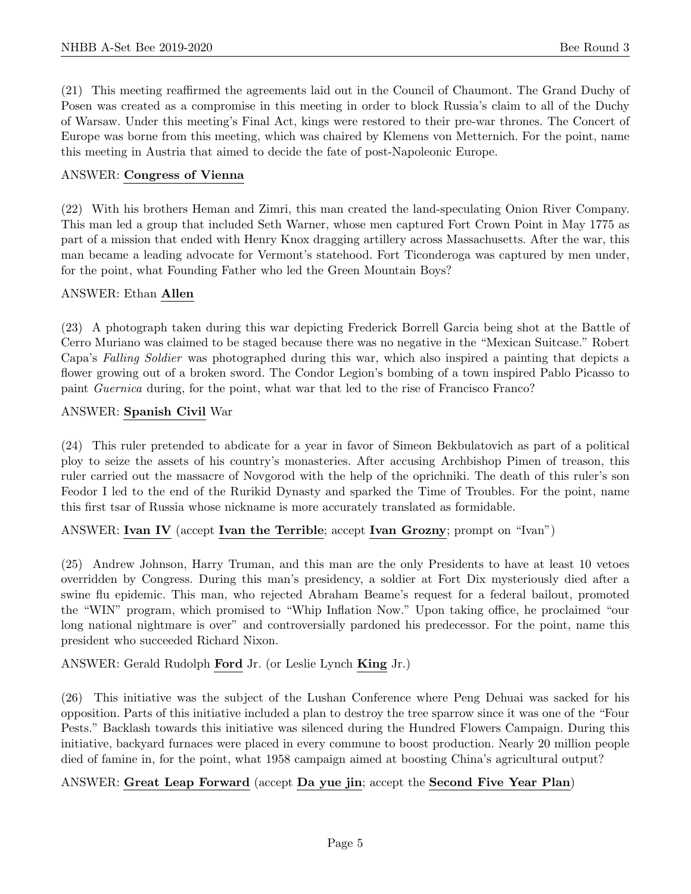(21) This meeting reaffirmed the agreements laid out in the Council of Chaumont. The Grand Duchy of Posen was created as a compromise in this meeting in order to block Russia's claim to all of the Duchy of Warsaw. Under this meeting's Final Act, kings were restored to their pre-war thrones. The Concert of Europe was borne from this meeting, which was chaired by Klemens von Metternich. For the point, name this meeting in Austria that aimed to decide the fate of post-Napoleonic Europe.

ANSWER: **Congress of Vienna**

(22) With his brothers Heman and Zimri, this man created the land-speculating Onion River Company. This man led a group that included Seth Warner, whose men captured Fort Crown Point in May 1775 as part of a mission that ended with Henry Knox dragging artillery across Massachusetts. After the war, this man became a leading advocate for Vermont's statehood. Fort Ticonderoga was captured by men under, for the point, what Founding Father who led the Green Mountain Boys?

ANSWER: Ethan **Allen**

(23) A photograph taken during this war depicting Frederick Borrell Garcia being shot at the Battle of Cerro Muriano was claimed to be staged because there was no negative in the "Mexican Suitcase." Robert Capa's *Falling Soldier* was photographed during this war, which also inspired a painting that depicts a flower growing out of a broken sword. The Condor Legion's bombing of a town inspired Pablo Picasso to paint *Guernica* during, for the point, what war that led to the rise of Francisco Franco?

ANSWER: **Spanish Civil** War

(24) This ruler pretended to abdicate for a year in favor of Simeon Bekbulatovich as part of a political ploy to seize the assets of his country's monasteries. After accusing Archbishop Pimen of treason, this ruler carried out the massacre of Novgorod with the help of the oprichniki. The death of this ruler's son Feodor I led to the end of the Rurikid Dynasty and sparked the Time of Troubles. For the point, name this first tsar of Russia whose nickname is more accurately translated as formidable.

ANSWER: **Ivan IV** (accept **Ivan the Terrible**; accept **Ivan Grozny**; prompt on "Ivan")

(25) Andrew Johnson, Harry Truman, and this man are the only Presidents to have at least 10 vetoes overridden by Congress. During this man's presidency, a soldier at Fort Dix mysteriously died after a swine flu epidemic. This man, who rejected Abraham Beame's request for a federal bailout, promoted the "WIN" program, which promised to "Whip Inflation Now." Upon taking office, he proclaimed "our long national nightmare is over" and controversially pardoned his predecessor. For the point, name this president who succeeded Richard Nixon.

ANSWER: Gerald Rudolph **Ford** Jr. (or Leslie Lynch **King** Jr.)

(26) This initiative was the subject of the Lushan Conference where Peng Dehuai was sacked for his opposition. Parts of this initiative included a plan to destroy the tree sparrow since it was one of the "Four Pests." Backlash towards this initiative was silenced during the Hundred Flowers Campaign. During this initiative, backyard furnaces were placed in every commune to boost production. Nearly 20 million people died of famine in, for the point, what 1958 campaign aimed at boosting China's agricultural output?

ANSWER: **Great Leap Forward** (accept **Da yue jin**; accept the **Second Five Year Plan**)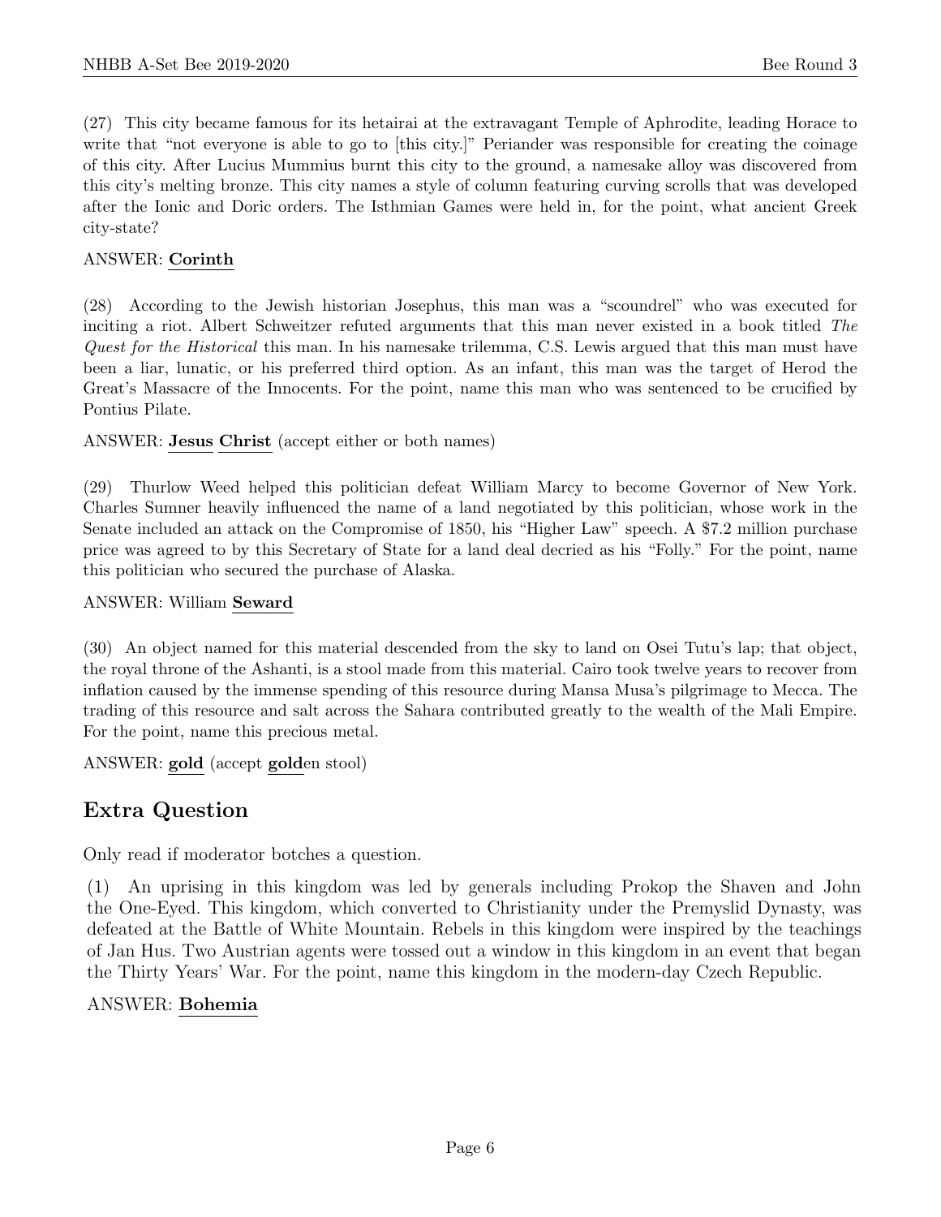(27) This city became famous for its hetairai at the extravagant Temple of Aphrodite, leading Horace to write that "not everyone is able to go to [this city.]" Periander was responsible for creating the coinage of this city. After Lucius Mummius burnt this city to the ground, a namesake alloy was discovered from this city's melting bronze. This city names a style of column featuring curving scrolls that was developed after the Ionic and Doric orders. The Isthmian Games were held in, for the point, what ancient Greek city-state?

ANSWER: **Corinth**

(28) According to the Jewish historian Josephus, this man was a "scoundrel" who was executed for inciting a riot. Albert Schweitzer refuted arguments that this man never existed in a book titled *The Quest for the Historical* this man. In his namesake trilemma, C.S. Lewis argued that this man must have been a liar, lunatic, or his preferred third option. As an infant, this man was the target of Herod the Great's Massacre of the Innocents. For the point, name this man who was sentenced to be crucified by Pontius Pilate.

ANSWER: **Jesus** **Christ** (accept either or both names)

(29) Thurlow Weed helped this politician defeat William Marcy to become Governor of New York. Charles Sumner heavily influenced the name of a land negotiated by this politician, whose work in the Senate included an attack on the Compromise of 1850, his "Higher Law" speech. A $7.2 million purchase price was agreed to by this Secretary of State for a land deal decried as his "Folly." For the point, name this politician who secured the purchase of Alaska.

ANSWER: William **Seward**

(30) An object named for this material descended from the sky to land on Osei Tutu's lap; that object, the royal throne of the Ashanti, is a stool made from this material. Cairo took twelve years to recover from inflation caused by the immense spending of this resource during Mansa Musa's pilgrimage to Mecca. The trading of this resource and salt across the Sahara contributed greatly to the wealth of the Mali Empire. For the point, name this precious metal.

ANSWER: **gold** (accept **gold**en stool)

## Extra Question

Only read if moderator botches a question.

(1) An uprising in this kingdom was led by generals including Prokop the Shaven and John the One-Eyed. This kingdom, which converted to Christianity under the Premyslid Dynasty, was defeated at the Battle of White Mountain. Rebels in this kingdom were inspired by the teachings of Jan Hus. Two Austrian agents were tossed out a window in this kingdom in an event that began the Thirty Years' War. For the point, name this kingdom in the modern-day Czech Republic.

ANSWER: **Bohemia**